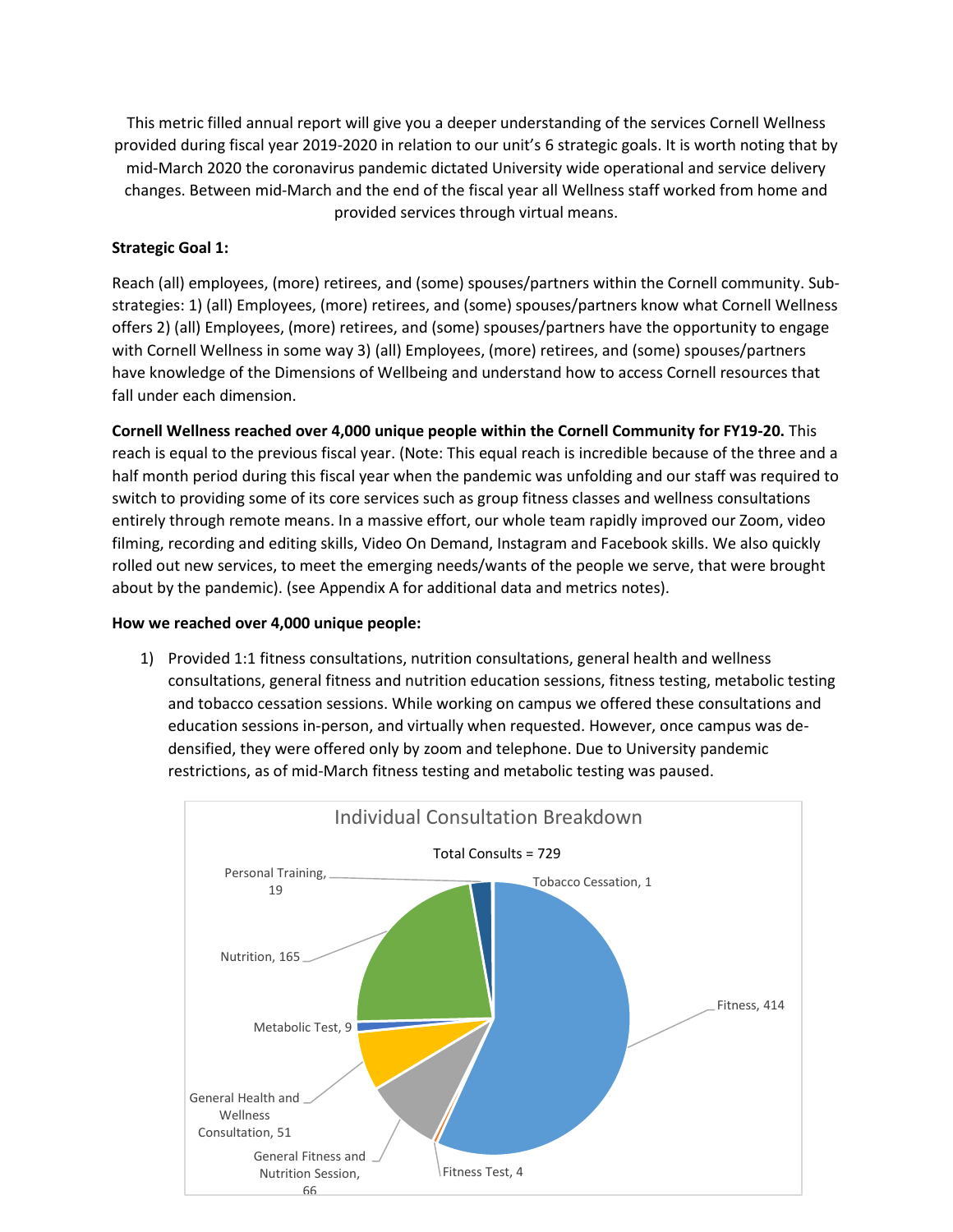This metric filled annual report will give you a deeper understanding of the services Cornell Wellness provided during fiscal year 2019-2020 in relation to our unit's 6 strategic goals. It is worth noting that by mid-March 2020 the coronavirus pandemic dictated University wide operational and service delivery changes. Between mid-March and the end of the fiscal year all Wellness staff worked from home and provided services through virtual means.

**Strategic Goal 1:**

Reach (all) employees, (more) retirees, and (some) spouses/partners within the Cornell community. Sub-strategies: 1) (all) Employees, (more) retirees, and (some) spouses/partners know what Cornell Wellness offers 2) (all) Employees, (more) retirees, and (some) spouses/partners have the opportunity to engage with Cornell Wellness in some way 3) (all) Employees, (more) retirees, and (some) spouses/partners have knowledge of the Dimensions of Wellbeing and understand how to access Cornell resources that fall under each dimension.

**Cornell Wellness reached over 4,000 unique people within the Cornell Community for FY19-20.** This reach is equal to the previous fiscal year. (Note: This equal reach is incredible because of the three and a half month period during this fiscal year when the pandemic was unfolding and our staff was required to switch to providing some of its core services such as group fitness classes and wellness consultations entirely through remote means. In a massive effort, our whole team rapidly improved our Zoom, video filming, recording and editing skills, Video On Demand, Instagram and Facebook skills. We also quickly rolled out new services, to meet the emerging needs/wants of the people we serve, that were brought about by the pandemic). (see Appendix A for additional data and metrics notes).

**How we reached over 4,000 unique people:**

1) Provided 1:1 fitness consultations, nutrition consultations, general health and wellness consultations, general fitness and nutrition education sessions, fitness testing, metabolic testing and tobacco cessation sessions. While working on campus we offered these consultations and education sessions in-person, and virtually when requested. However, once campus was de-densified, they were offered only by zoom and telephone. Due to University pandemic restrictions, as of mid-March fitness testing and metabolic testing was paused.

**Individual Consultation Breakdown**

Total Consults = 729

| Category | Count |
|---|---|
| Fitness | 414 |
| Nutrition | 165 |
| General Fitness and Nutrition Session | 66 |
| General Health and Wellness Consultation | 51 |
| Personal Training | 19 |
| Metabolic Test | 9 |
| Fitness Test | 4 |
| Tobacco Cessation | 1 |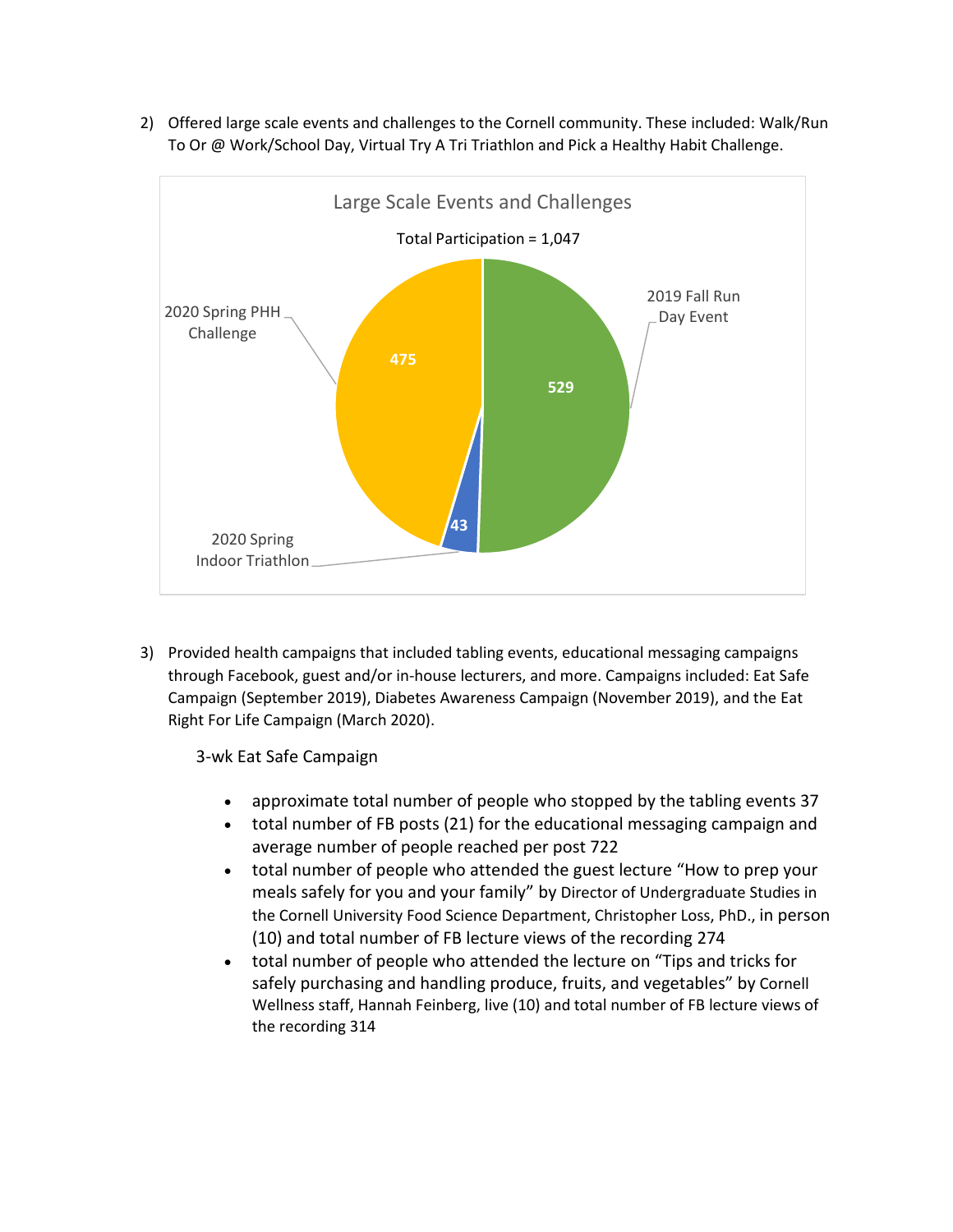2) Offered large scale events and challenges to the Cornell community. These included: Walk/Run To Or @ Work/School Day, Virtual Try A Tri Triathlon and Pick a Healthy Habit Challenge.

Large Scale Events and Challenges

Total Participation = 1,047

| Event | Participation |
|---|---|
| 2019 Fall Run Day Event | 529 |
| 2020 Spring PHH Challenge | 475 |
| 2020 Spring Indoor Triathlon | 43 |

3) Provided health campaigns that included tabling events, educational messaging campaigns through Facebook, guest and/or in-house lecturers, and more. Campaigns included: Eat Safe Campaign (September 2019), Diabetes Awareness Campaign (November 2019), and the Eat Right For Life Campaign (March 2020).

3-wk Eat Safe Campaign

- approximate total number of people who stopped by the tabling events 37
- total number of FB posts (21) for the educational messaging campaign and average number of people reached per post 722
- total number of people who attended the guest lecture "How to prep your meals safely for you and your family" by Director of Undergraduate Studies in the Cornell University Food Science Department, Christopher Loss, PhD., in person (10) and total number of FB lecture views of the recording 274
- total number of people who attended the lecture on "Tips and tricks for safely purchasing and handling produce, fruits, and vegetables" by Cornell Wellness staff, Hannah Feinberg, live (10) and total number of FB lecture views of the recording 314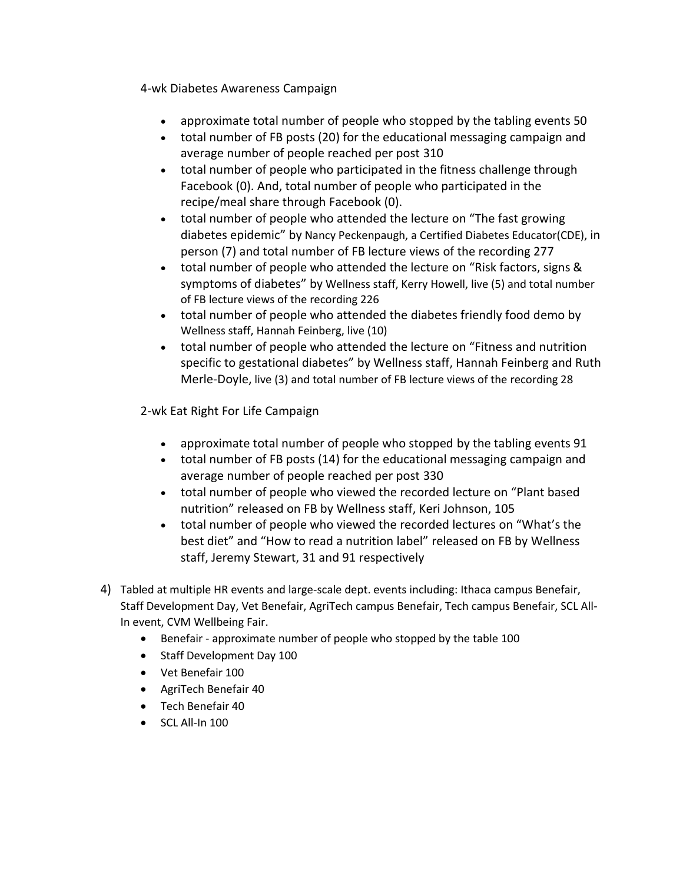4-wk Diabetes Awareness Campaign

- approximate total number of people who stopped by the tabling events 50
- total number of FB posts (20) for the educational messaging campaign and average number of people reached per post 310
- total number of people who participated in the fitness challenge through Facebook (0). And, total number of people who participated in the recipe/meal share through Facebook (0).
- total number of people who attended the lecture on "The fast growing diabetes epidemic" by Nancy Peckenpaugh, a Certified Diabetes Educator(CDE), in person (7) and total number of FB lecture views of the recording 277
- total number of people who attended the lecture on "Risk factors, signs & symptoms of diabetes" by Wellness staff, Kerry Howell, live (5) and total number of FB lecture views of the recording 226
- total number of people who attended the diabetes friendly food demo by Wellness staff, Hannah Feinberg, live (10)
- total number of people who attended the lecture on "Fitness and nutrition specific to gestational diabetes" by Wellness staff, Hannah Feinberg and Ruth Merle-Doyle, live (3) and total number of FB lecture views of the recording 28

2-wk Eat Right For Life Campaign

- approximate total number of people who stopped by the tabling events 91
- total number of FB posts (14) for the educational messaging campaign and average number of people reached per post 330
- total number of people who viewed the recorded lecture on "Plant based nutrition" released on FB by Wellness staff, Keri Johnson, 105
- total number of people who viewed the recorded lectures on "What's the best diet" and "How to read a nutrition label" released on FB by Wellness staff, Jeremy Stewart, 31 and 91 respectively

4) Tabled at multiple HR events and large-scale dept. events including: Ithaca campus Benefair, Staff Development Day, Vet Benefair, AgriTech campus Benefair, Tech campus Benefair, SCL All-In event, CVM Wellbeing Fair.
    - Benefair - approximate number of people who stopped by the table 100
    - Staff Development Day 100
    - Vet Benefair 100
    - AgriTech Benefair 40
    - Tech Benefair 40
    - SCL All-In 100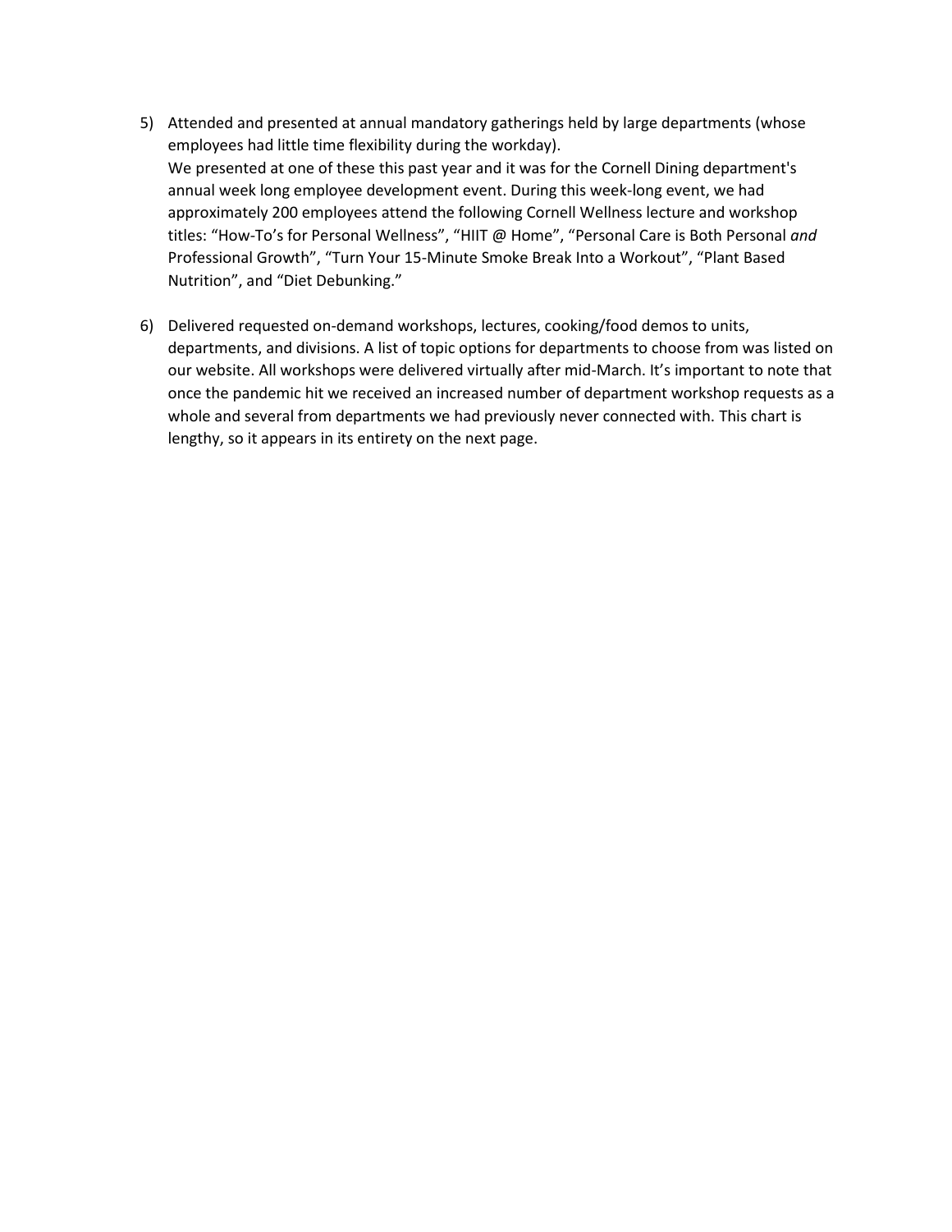5) Attended and presented at annual mandatory gatherings held by large departments (whose employees had little time flexibility during the workday).
   We presented at one of these this past year and it was for the Cornell Dining department's annual week long employee development event. During this week-long event, we had approximately 200 employees attend the following Cornell Wellness lecture and workshop titles: "How-To's for Personal Wellness", "HIIT @ Home", "Personal Care is Both Personal *and* Professional Growth", "Turn Your 15-Minute Smoke Break Into a Workout", "Plant Based Nutrition", and "Diet Debunking."

6) Delivered requested on-demand workshops, lectures, cooking/food demos to units, departments, and divisions. A list of topic options for departments to choose from was listed on our website. All workshops were delivered virtually after mid-March. It's important to note that once the pandemic hit we received an increased number of department workshop requests as a whole and several from departments we had previously never connected with. This chart is lengthy, so it appears in its entirety on the next page.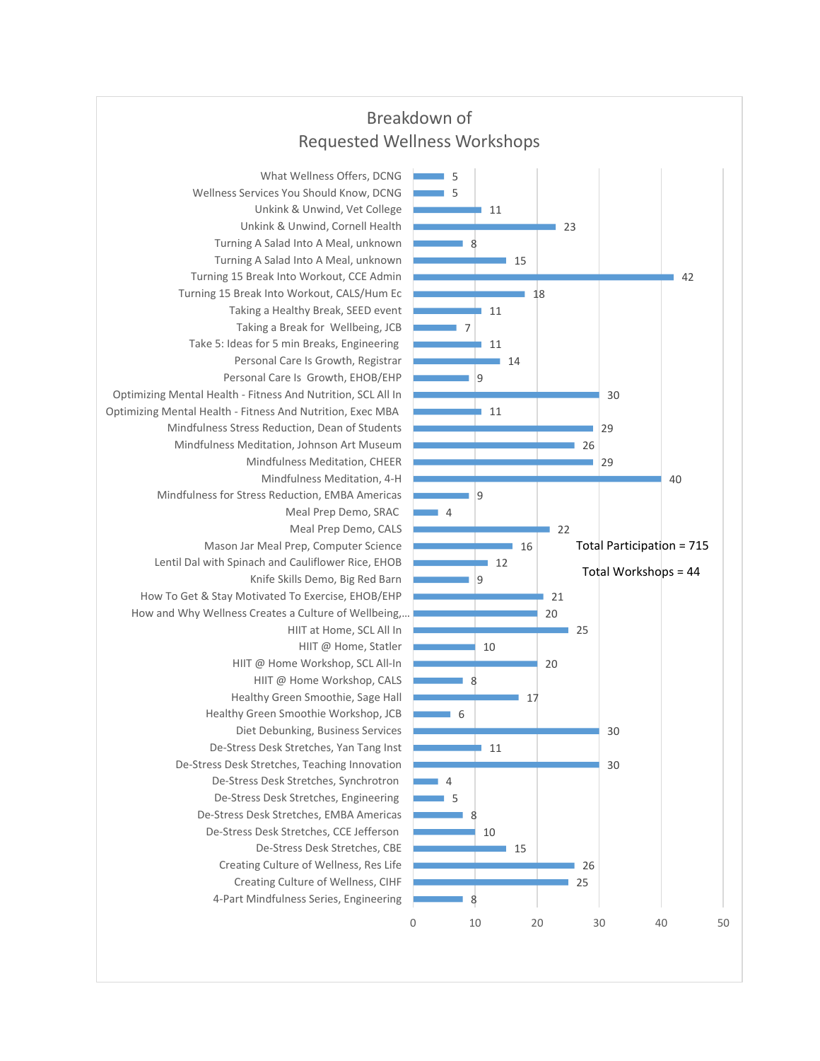## Breakdown of Requested Wellness Workshops

| Workshop | Participants |
|---|---|
| What Wellness Offers, DCNG | 5 |
| Wellness Services You Should Know, DCNG | 5 |
| Unkink & Unwind, Vet College | 11 |
| Unkink & Unwind, Cornell Health | 23 |
| Turning A Salad Into A Meal, unknown | 8 |
| Turning A Salad Into A Meal, unknown | 15 |
| Turning 15 Break Into Workout, CCE Admin | 42 |
| Turning 15 Break Into Workout, CALS/Hum Ec | 18 |
| Taking a Healthy Break, SEED event | 11 |
| Taking a Break for Wellbeing, JCB | 7 |
| Take 5: Ideas for 5 min Breaks, Engineering | 11 |
| Personal Care Is Growth, Registrar | 14 |
| Personal Care Is Growth, EHOB/EHP | 9 |
| Optimizing Mental Health - Fitness And Nutrition, SCL All In | 30 |
| Optimizing Mental Health - Fitness And Nutrition, Exec MBA | 11 |
| Mindfulness Stress Reduction, Dean of Students | 29 |
| Mindfulness Meditation, Johnson Art Museum | 26 |
| Mindfulness Meditation, CHEER | 29 |
| Mindfulness Meditation, 4-H | 40 |
| Mindfulness for Stress Reduction, EMBA Americas | 9 |
| Meal Prep Demo, SRAC | 4 |
| Meal Prep Demo, CALS | 22 |
| Mason Jar Meal Prep, Computer Science | 16 |
| Lentil Dal with Spinach and Cauliflower Rice, EHOB | 12 |
| Knife Skills Demo, Big Red Barn | 9 |
| How To Get & Stay Motivated To Exercise, EHOB/EHP | 21 |
| How and Why Wellness Creates a Culture of Wellbeing,... | 20 |
| HIIT at Home, SCL All In | 25 |
| HIIT @ Home, Statler | 10 |
| HIIT @ Home Workshop, SCL All-In | 20 |
| HIIT @ Home Workshop, CALS | 8 |
| Healthy Green Smoothie, Sage Hall | 17 |
| Healthy Green Smoothie Workshop, JCB | 6 |
| Diet Debunking, Business Services | 30 |
| De-Stress Desk Stretches, Yan Tang Inst | 11 |
| De-Stress Desk Stretches, Teaching Innovation | 30 |
| De-Stress Desk Stretches, Synchrotron | 4 |
| De-Stress Desk Stretches, Engineering | 5 |
| De-Stress Desk Stretches, EMBA Americas | 8 |
| De-Stress Desk Stretches, CCE Jefferson | 10 |
| De-Stress Desk Stretches, CBE | 15 |
| Creating Culture of Wellness, Res Life | 26 |
| Creating Culture of Wellness, CIHF | 25 |
| 4-Part Mindfulness Series, Engineering | 8 |

Total Participation = 715

Total Workshops = 44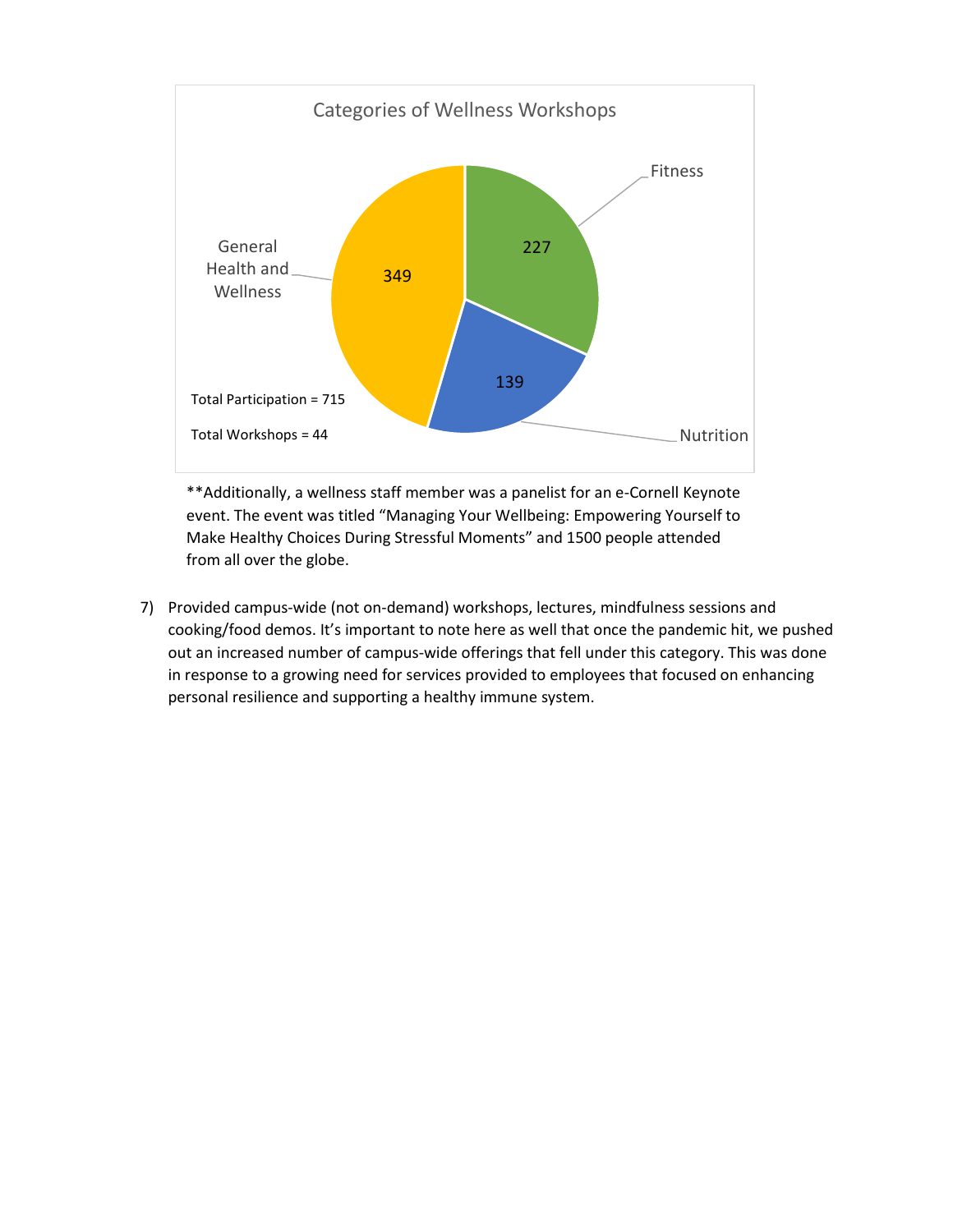Categories of Wellness Workshops

| Category | Participation |
| --- | --- |
| Fitness | 227 |
| Nutrition | 139 |
| General Health and Wellness | 349 |

Total Participation = 715

Total Workshops = 44

**Additionally, a wellness staff member was a panelist for an e-Cornell Keynote event. The event was titled "Managing Your Wellbeing: Empowering Yourself to Make Healthy Choices During Stressful Moments" and 1500 people attended from all over the globe.

7) Provided campus-wide (not on-demand) workshops, lectures, mindfulness sessions and cooking/food demos. It's important to note here as well that once the pandemic hit, we pushed out an increased number of campus-wide offerings that fell under this category. This was done in response to a growing need for services provided to employees that focused on enhancing personal resilience and supporting a healthy immune system.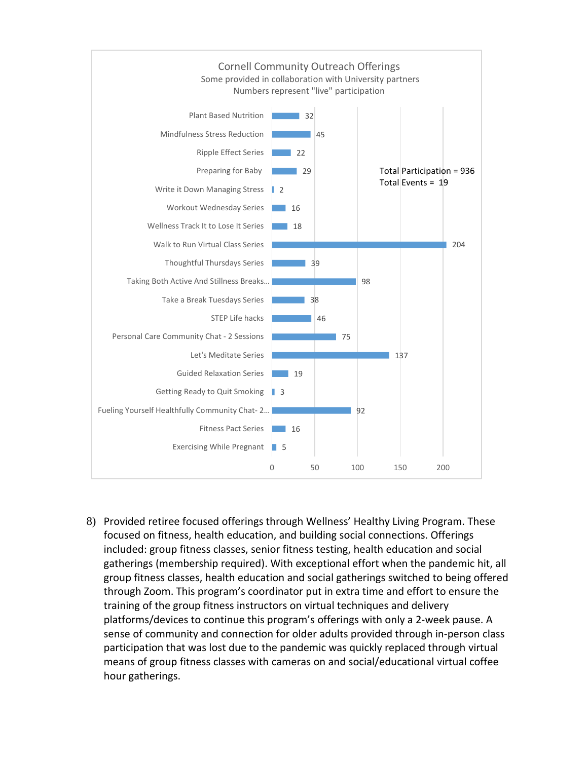**Cornell Community Outreach Offerings**
Some provided in collaboration with University partners
Numbers represent "live" participation

| Offering | Participation |
| --- | --- |
| Plant Based Nutrition | 32 |
| Mindfulness Stress Reduction | 45 |
| Ripple Effect Series | 22 |
| Preparing for Baby | 29 |
| Write it Down Managing Stress | 2 |
| Workout Wednesday Series | 16 |
| Wellness Track It to Lose It Series | 18 |
| Walk to Run Virtual Class Series | 204 |
| Thoughtful Thursdays Series | 39 |
| Taking Both Active And Stillness Breaks... | 98 |
| Take a Break Tuesdays Series | 38 |
| STEP Life hacks | 46 |
| Personal Care Community Chat - 2 Sessions | 75 |
| Let's Meditate Series | 137 |
| Guided Relaxation Series | 19 |
| Getting Ready to Quit Smoking | 3 |
| Fueling Yourself Healthfully Community Chat- 2... | 92 |
| Fitness Pact Series | 16 |
| Exercising While Pregnant | 5 |

Total Participation = 936
Total Events = 19

8) Provided retiree focused offerings through Wellness' Healthy Living Program. These focused on fitness, health education, and building social connections. Offerings included: group fitness classes, senior fitness testing, health education and social gatherings (membership required). With exceptional effort when the pandemic hit, all group fitness classes, health education and social gatherings switched to being offered through Zoom. This program's coordinator put in extra time and effort to ensure the training of the group fitness instructors on virtual techniques and delivery platforms/devices to continue this program's offerings with only a 2-week pause. A sense of community and connection for older adults provided through in-person class participation that was lost due to the pandemic was quickly replaced through virtual means of group fitness classes with cameras on and social/educational virtual coffee hour gatherings.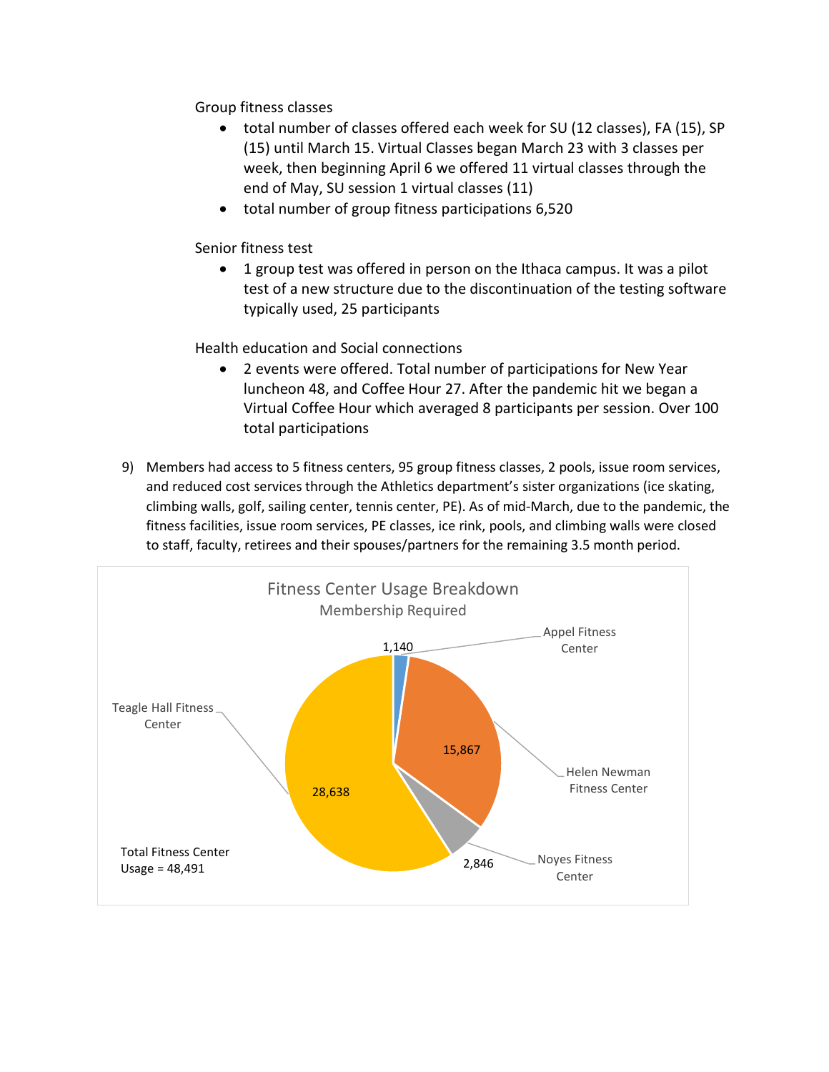Group fitness classes

- total number of classes offered each week for SU (12 classes), FA (15), SP (15) until March 15. Virtual Classes began March 23 with 3 classes per week, then beginning April 6 we offered 11 virtual classes through the end of May, SU session 1 virtual classes (11)
- total number of group fitness participations 6,520

Senior fitness test

- 1 group test was offered in person on the Ithaca campus. It was a pilot test of a new structure due to the discontinuation of the testing software typically used, 25 participants

Health education and Social connections

- 2 events were offered. Total number of participations for New Year luncheon 48, and Coffee Hour 27. After the pandemic hit we began a Virtual Coffee Hour which averaged 8 participants per session. Over 100 total participations

9) Members had access to 5 fitness centers, 95 group fitness classes, 2 pools, issue room services, and reduced cost services through the Athletics department's sister organizations (ice skating, climbing walls, golf, sailing center, tennis center, PE). As of mid-March, due to the pandemic, the fitness facilities, issue room services, PE classes, ice rink, pools, and climbing walls were closed to staff, faculty, retirees and their spouses/partners for the remaining 3.5 month period.

**Fitness Center Usage Breakdown**
Membership Required

| Fitness Center | Usage |
|---|---|
| Appel Fitness Center | 1,140 |
| Helen Newman Fitness Center | 15,867 |
| Noyes Fitness Center | 2,846 |
| Teagle Hall Fitness Center | 28,638 |

Total Fitness Center Usage = 48,491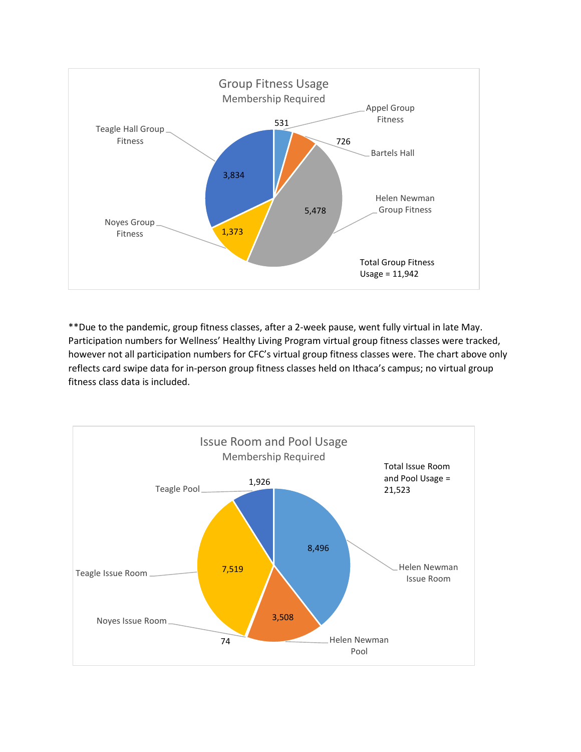**Group Fitness Usage**
Membership Required

| Location | Usage |
| --- | --- |
| Appel Group Fitness | 531 |
| Bartels Hall | 726 |
| Helen Newman Group Fitness | 5,478 |
| Noyes Group Fitness | 1,373 |
| Teagle Hall Group Fitness | 3,834 |

Total Group Fitness Usage = 11,942

**Due to the pandemic, group fitness classes, after a 2-week pause, went fully virtual in late May. Participation numbers for Wellness' Healthy Living Program virtual group fitness classes were tracked, however not all participation numbers for CFC's virtual group fitness classes were. The chart above only reflects card swipe data for in-person group fitness classes held on Ithaca's campus; no virtual group fitness class data is included.

**Issue Room and Pool Usage**
Membership Required

| Location | Usage |
| --- | --- |
| Helen Newman Issue Room | 8,496 |
| Helen Newman Pool | 3,508 |
| Noyes Issue Room | 74 |
| Teagle Issue Room | 7,519 |
| Teagle Pool | 1,926 |

Total Issue Room and Pool Usage = 21,523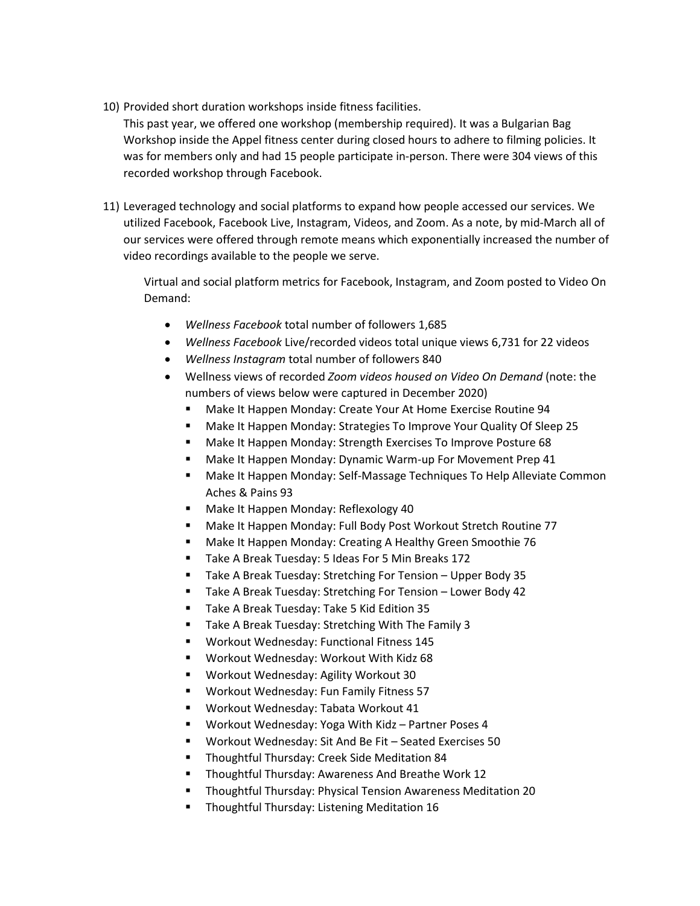10) Provided short duration workshops inside fitness facilities.
    This past year, we offered one workshop (membership required). It was a Bulgarian Bag Workshop inside the Appel fitness center during closed hours to adhere to filming policies. It was for members only and had 15 people participate in-person. There were 304 views of this recorded workshop through Facebook.

11) Leveraged technology and social platforms to expand how people accessed our services. We utilized Facebook, Facebook Live, Instagram, Videos, and Zoom. As a note, by mid-March all of our services were offered through remote means which exponentially increased the number of video recordings available to the people we serve.

    Virtual and social platform metrics for Facebook, Instagram, and Zoom posted to Video On Demand:

    - *Wellness Facebook* total number of followers 1,685
    - *Wellness Facebook* Live/recorded videos total unique views 6,731 for 22 videos
    - *Wellness Instagram* total number of followers 840
    - Wellness views of recorded *Zoom videos housed on Video On Demand* (note: the numbers of views below were captured in December 2020)
        - Make It Happen Monday: Create Your At Home Exercise Routine 94
        - Make It Happen Monday: Strategies To Improve Your Quality Of Sleep 25
        - Make It Happen Monday: Strength Exercises To Improve Posture 68
        - Make It Happen Monday: Dynamic Warm-up For Movement Prep 41
        - Make It Happen Monday: Self-Massage Techniques To Help Alleviate Common Aches & Pains 93
        - Make It Happen Monday: Reflexology 40
        - Make It Happen Monday: Full Body Post Workout Stretch Routine 77
        - Make It Happen Monday: Creating A Healthy Green Smoothie 76
        - Take A Break Tuesday: 5 Ideas For 5 Min Breaks 172
        - Take A Break Tuesday: Stretching For Tension – Upper Body 35
        - Take A Break Tuesday: Stretching For Tension – Lower Body 42
        - Take A Break Tuesday: Take 5 Kid Edition 35
        - Take A Break Tuesday: Stretching With The Family 3
        - Workout Wednesday: Functional Fitness 145
        - Workout Wednesday: Workout With Kidz 68
        - Workout Wednesday: Agility Workout 30
        - Workout Wednesday: Fun Family Fitness 57
        - Workout Wednesday: Tabata Workout 41
        - Workout Wednesday: Yoga With Kidz – Partner Poses 4
        - Workout Wednesday: Sit And Be Fit – Seated Exercises 50
        - Thoughtful Thursday: Creek Side Meditation 84
        - Thoughtful Thursday: Awareness And Breathe Work 12
        - Thoughtful Thursday: Physical Tension Awareness Meditation 20
        - Thoughtful Thursday: Listening Meditation 16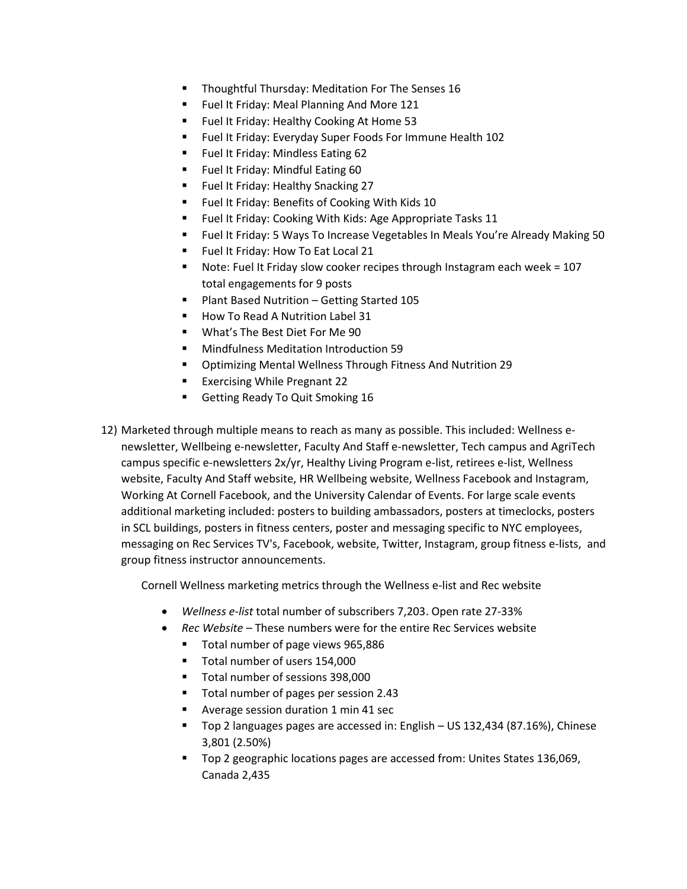- Thoughtful Thursday: Meditation For The Senses 16
- Fuel It Friday: Meal Planning And More 121
- Fuel It Friday: Healthy Cooking At Home 53
- Fuel It Friday: Everyday Super Foods For Immune Health 102
- Fuel It Friday: Mindless Eating 62
- Fuel It Friday: Mindful Eating 60
- Fuel It Friday: Healthy Snacking 27
- Fuel It Friday: Benefits of Cooking With Kids 10
- Fuel It Friday: Cooking With Kids: Age Appropriate Tasks 11
- Fuel It Friday: 5 Ways To Increase Vegetables In Meals You're Already Making 50
- Fuel It Friday: How To Eat Local 21
- Note: Fuel It Friday slow cooker recipes through Instagram each week = 107 total engagements for 9 posts
- Plant Based Nutrition – Getting Started 105
- How To Read A Nutrition Label 31
- What's The Best Diet For Me 90
- Mindfulness Meditation Introduction 59
- Optimizing Mental Wellness Through Fitness And Nutrition 29
- Exercising While Pregnant 22
- Getting Ready To Quit Smoking 16

12) Marketed through multiple means to reach as many as possible. This included: Wellness e-newsletter, Wellbeing e-newsletter, Faculty And Staff e-newsletter, Tech campus and AgriTech campus specific e-newsletters 2x/yr, Healthy Living Program e-list, retirees e-list, Wellness website, Faculty And Staff website, HR Wellbeing website, Wellness Facebook and Instagram, Working At Cornell Facebook, and the University Calendar of Events. For large scale events additional marketing included: posters to building ambassadors, posters at timeclocks, posters in SCL buildings, posters in fitness centers, poster and messaging specific to NYC employees, messaging on Rec Services TV's, Facebook, website, Twitter, Instagram, group fitness e-lists, and group fitness instructor announcements.

    Cornell Wellness marketing metrics through the Wellness e-list and Rec website

    - *Wellness e-list* total number of subscribers 7,203. Open rate 27-33%
    - *Rec Website* – These numbers were for the entire Rec Services website
        - Total number of page views 965,886
        - Total number of users 154,000
        - Total number of sessions 398,000
        - Total number of pages per session 2.43
        - Average session duration 1 min 41 sec
        - Top 2 languages pages are accessed in: English – US 132,434 (87.16%), Chinese 3,801 (2.50%)
        - Top 2 geographic locations pages are accessed from: Unites States 136,069, Canada 2,435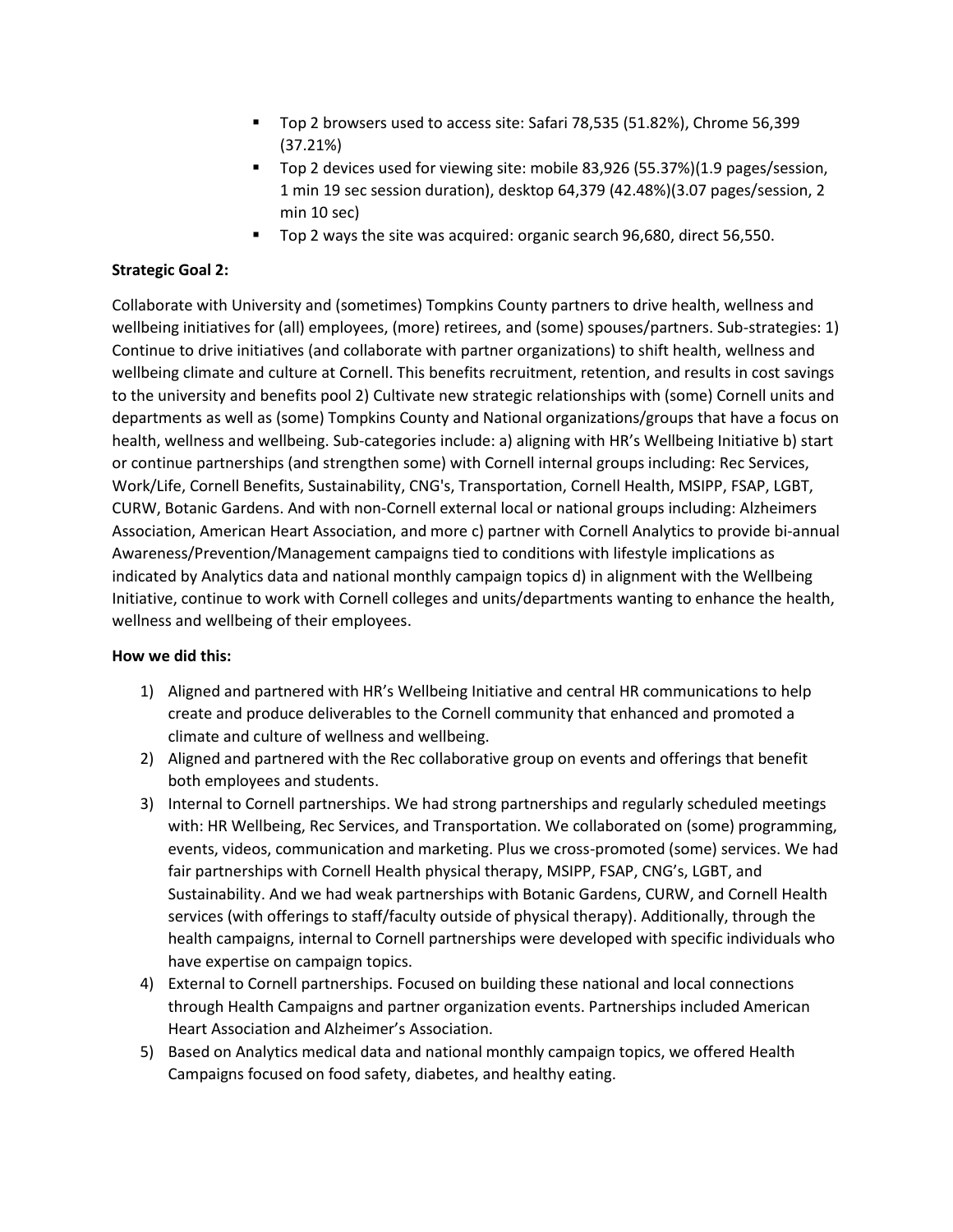- Top 2 browsers used to access site: Safari 78,535 (51.82%), Chrome 56,399 (37.21%)
- Top 2 devices used for viewing site: mobile 83,926 (55.37%)(1.9 pages/session, 1 min 19 sec session duration), desktop 64,379 (42.48%)(3.07 pages/session, 2 min 10 sec)
- Top 2 ways the site was acquired: organic search 96,680, direct 56,550.

**Strategic Goal 2:**

Collaborate with University and (sometimes) Tompkins County partners to drive health, wellness and wellbeing initiatives for (all) employees, (more) retirees, and (some) spouses/partners. Sub-strategies: 1) Continue to drive initiatives (and collaborate with partner organizations) to shift health, wellness and wellbeing climate and culture at Cornell. This benefits recruitment, retention, and results in cost savings to the university and benefits pool 2) Cultivate new strategic relationships with (some) Cornell units and departments as well as (some) Tompkins County and National organizations/groups that have a focus on health, wellness and wellbeing. Sub-categories include: a) aligning with HR's Wellbeing Initiative b) start or continue partnerships (and strengthen some) with Cornell internal groups including: Rec Services, Work/Life, Cornell Benefits, Sustainability, CNG's, Transportation, Cornell Health, MSIPP, FSAP, LGBT, CURW, Botanic Gardens. And with non-Cornell external local or national groups including: Alzheimers Association, American Heart Association, and more c) partner with Cornell Analytics to provide bi-annual Awareness/Prevention/Management campaigns tied to conditions with lifestyle implications as indicated by Analytics data and national monthly campaign topics d) in alignment with the Wellbeing Initiative, continue to work with Cornell colleges and units/departments wanting to enhance the health, wellness and wellbeing of their employees.

**How we did this:**

1) Aligned and partnered with HR's Wellbeing Initiative and central HR communications to help create and produce deliverables to the Cornell community that enhanced and promoted a climate and culture of wellness and wellbeing.
2) Aligned and partnered with the Rec collaborative group on events and offerings that benefit both employees and students.
3) Internal to Cornell partnerships. We had strong partnerships and regularly scheduled meetings with: HR Wellbeing, Rec Services, and Transportation. We collaborated on (some) programming, events, videos, communication and marketing. Plus we cross-promoted (some) services. We had fair partnerships with Cornell Health physical therapy, MSIPP, FSAP, CNG's, LGBT, and Sustainability. And we had weak partnerships with Botanic Gardens, CURW, and Cornell Health services (with offerings to staff/faculty outside of physical therapy). Additionally, through the health campaigns, internal to Cornell partnerships were developed with specific individuals who have expertise on campaign topics.
4) External to Cornell partnerships. Focused on building these national and local connections through Health Campaigns and partner organization events. Partnerships included American Heart Association and Alzheimer's Association.
5) Based on Analytics medical data and national monthly campaign topics, we offered Health Campaigns focused on food safety, diabetes, and healthy eating.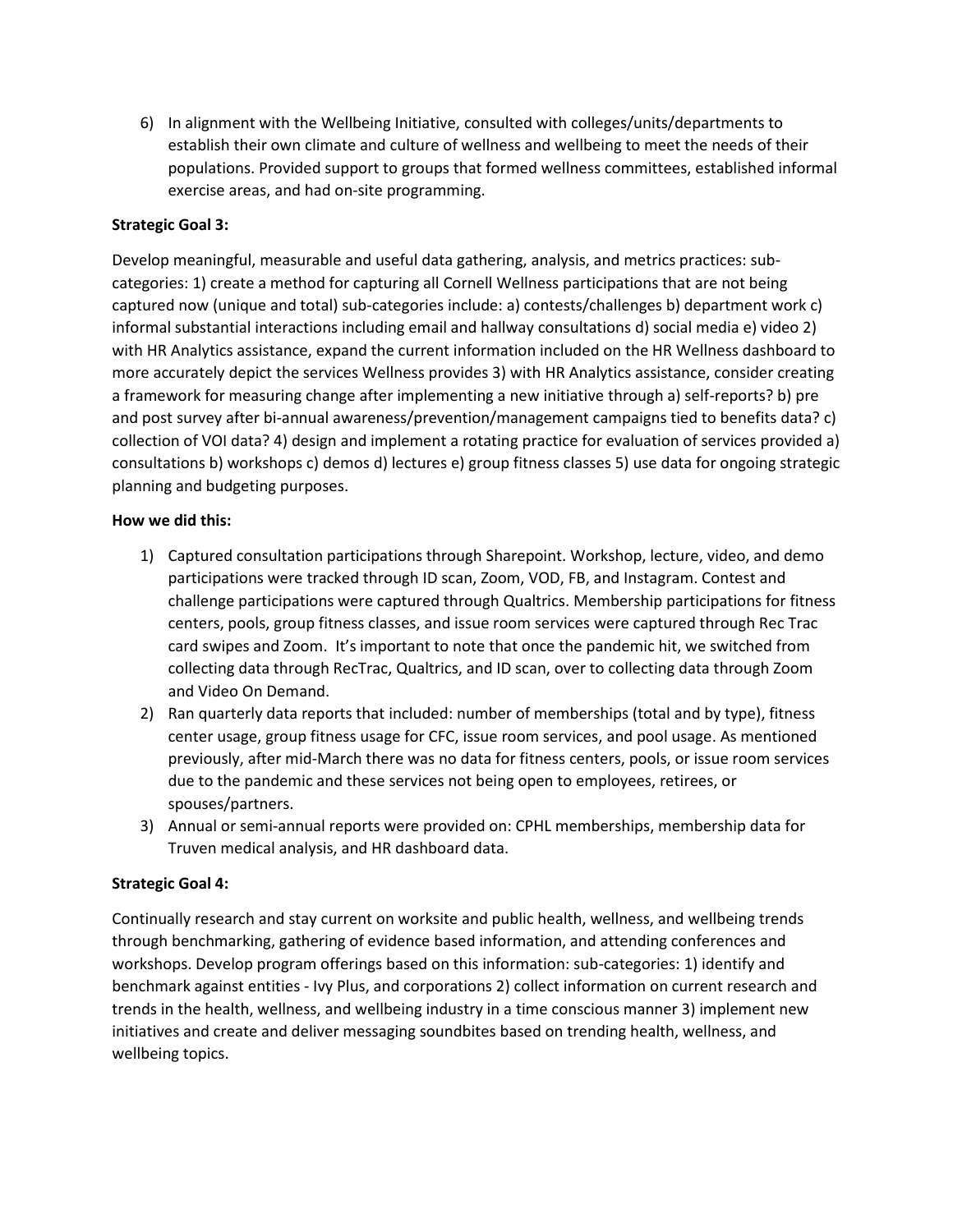6) In alignment with the Wellbeing Initiative, consulted with colleges/units/departments to establish their own climate and culture of wellness and wellbeing to meet the needs of their populations. Provided support to groups that formed wellness committees, established informal exercise areas, and had on-site programming.

**Strategic Goal 3:**

Develop meaningful, measurable and useful data gathering, analysis, and metrics practices: sub-categories: 1) create a method for capturing all Cornell Wellness participations that are not being captured now (unique and total) sub-categories include: a) contests/challenges b) department work c) informal substantial interactions including email and hallway consultations d) social media e) video 2) with HR Analytics assistance, expand the current information included on the HR Wellness dashboard to more accurately depict the services Wellness provides 3) with HR Analytics assistance, consider creating a framework for measuring change after implementing a new initiative through a) self-reports? b) pre and post survey after bi-annual awareness/prevention/management campaigns tied to benefits data? c) collection of VOI data? 4) design and implement a rotating practice for evaluation of services provided a) consultations b) workshops c) demos d) lectures e) group fitness classes 5) use data for ongoing strategic planning and budgeting purposes.

**How we did this:**

1) Captured consultation participations through Sharepoint. Workshop, lecture, video, and demo participations were tracked through ID scan, Zoom, VOD, FB, and Instagram. Contest and challenge participations were captured through Qualtrics. Membership participations for fitness centers, pools, group fitness classes, and issue room services were captured through Rec Trac card swipes and Zoom. It's important to note that once the pandemic hit, we switched from collecting data through RecTrac, Qualtrics, and ID scan, over to collecting data through Zoom and Video On Demand.
2) Ran quarterly data reports that included: number of memberships (total and by type), fitness center usage, group fitness usage for CFC, issue room services, and pool usage. As mentioned previously, after mid-March there was no data for fitness centers, pools, or issue room services due to the pandemic and these services not being open to employees, retirees, or spouses/partners.
3) Annual or semi-annual reports were provided on: CPHL memberships, membership data for Truven medical analysis, and HR dashboard data.

**Strategic Goal 4:**

Continually research and stay current on worksite and public health, wellness, and wellbeing trends through benchmarking, gathering of evidence based information, and attending conferences and workshops. Develop program offerings based on this information: sub-categories: 1) identify and benchmark against entities - Ivy Plus, and corporations 2) collect information on current research and trends in the health, wellness, and wellbeing industry in a time conscious manner 3) implement new initiatives and create and deliver messaging soundbites based on trending health, wellness, and wellbeing topics.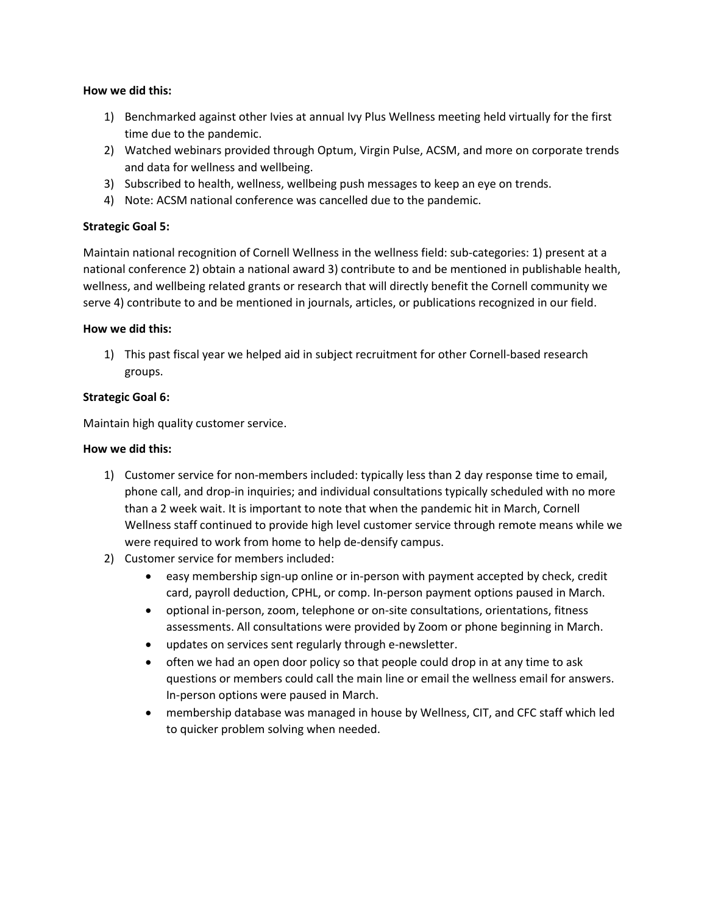**How we did this:**

1) Benchmarked against other Ivies at annual Ivy Plus Wellness meeting held virtually for the first time due to the pandemic.
2) Watched webinars provided through Optum, Virgin Pulse, ACSM, and more on corporate trends and data for wellness and wellbeing.
3) Subscribed to health, wellness, wellbeing push messages to keep an eye on trends.
4) Note: ACSM national conference was cancelled due to the pandemic.

**Strategic Goal 5:**

Maintain national recognition of Cornell Wellness in the wellness field: sub-categories: 1) present at a national conference 2) obtain a national award 3) contribute to and be mentioned in publishable health, wellness, and wellbeing related grants or research that will directly benefit the Cornell community we serve 4) contribute to and be mentioned in journals, articles, or publications recognized in our field.

**How we did this:**

1) This past fiscal year we helped aid in subject recruitment for other Cornell-based research groups.

**Strategic Goal 6:**

Maintain high quality customer service.

**How we did this:**

1) Customer service for non-members included: typically less than 2 day response time to email, phone call, and drop-in inquiries; and individual consultations typically scheduled with no more than a 2 week wait. It is important to note that when the pandemic hit in March, Cornell Wellness staff continued to provide high level customer service through remote means while we were required to work from home to help de-densify campus.
2) Customer service for members included:
   - easy membership sign-up online or in-person with payment accepted by check, credit card, payroll deduction, CPHL, or comp. In-person payment options paused in March.
   - optional in-person, zoom, telephone or on-site consultations, orientations, fitness assessments. All consultations were provided by Zoom or phone beginning in March.
   - updates on services sent regularly through e-newsletter.
   - often we had an open door policy so that people could drop in at any time to ask questions or members could call the main line or email the wellness email for answers. In-person options were paused in March.
   - membership database was managed in house by Wellness, CIT, and CFC staff which led to quicker problem solving when needed.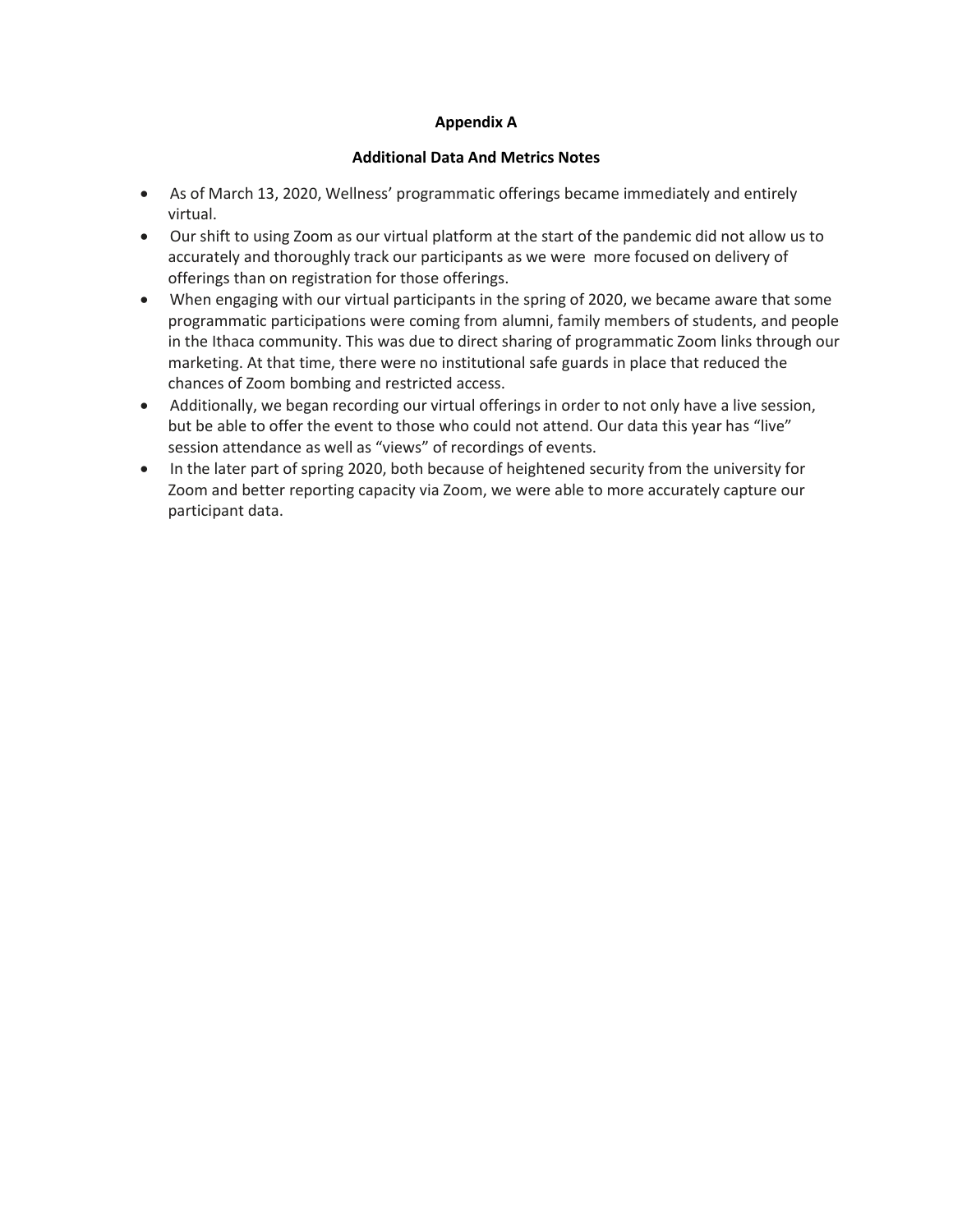## Appendix A

### Additional Data And Metrics Notes

- As of March 13, 2020, Wellness' programmatic offerings became immediately and entirely virtual.
- Our shift to using Zoom as our virtual platform at the start of the pandemic did not allow us to accurately and thoroughly track our participants as we were more focused on delivery of offerings than on registration for those offerings.
- When engaging with our virtual participants in the spring of 2020, we became aware that some programmatic participations were coming from alumni, family members of students, and people in the Ithaca community. This was due to direct sharing of programmatic Zoom links through our marketing. At that time, there were no institutional safe guards in place that reduced the chances of Zoom bombing and restricted access.
- Additionally, we began recording our virtual offerings in order to not only have a live session, but be able to offer the event to those who could not attend. Our data this year has "live" session attendance as well as "views" of recordings of events.
- In the later part of spring 2020, both because of heightened security from the university for Zoom and better reporting capacity via Zoom, we were able to more accurately capture our participant data.